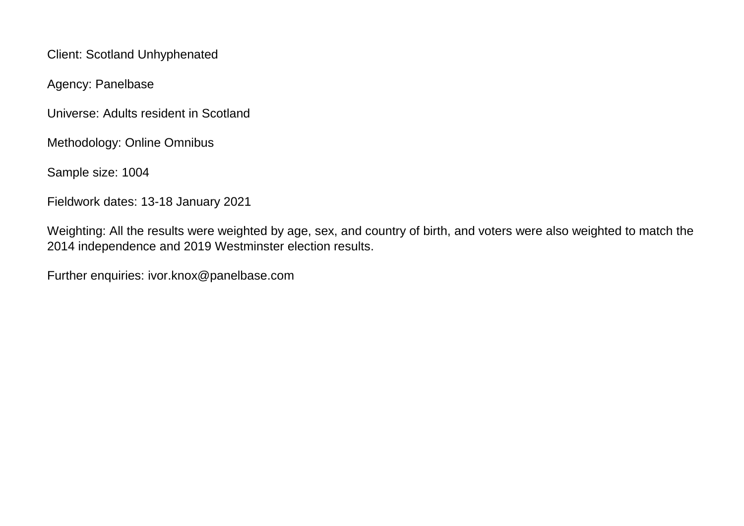Client: Scotland Unhyphenated

Agency: Panelbase

Universe: Adults resident in Scotland

Methodology: Online Omnibus

Sample size: 1004

Fieldwork dates: 13-18 January 2021

Weighting: All the results were weighted by age, sex, and country of birth, and voters were also weighted to match the 2014 independence and 2019 Westminster election results.

Further enquiries: ivor.knox@panelbase.com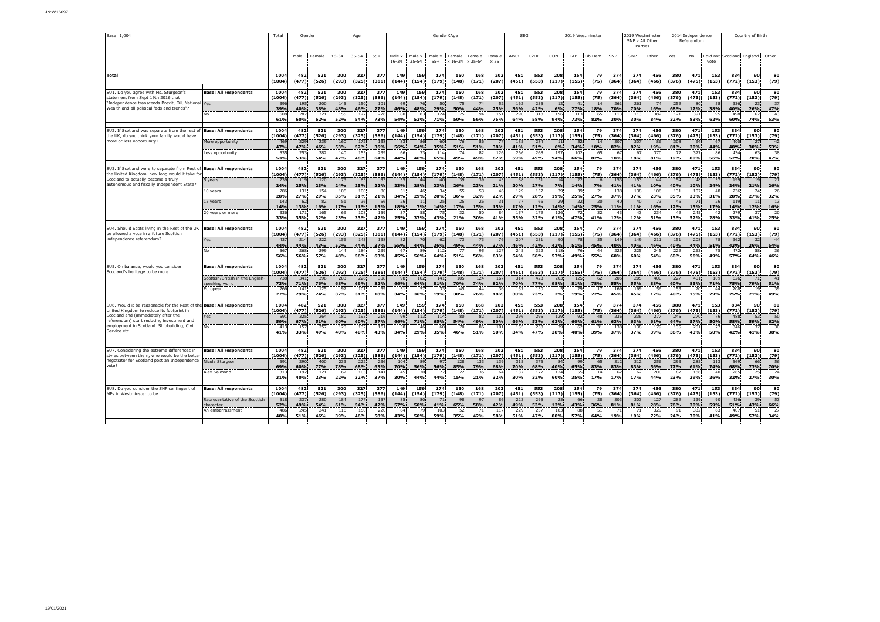| Base: 1,004 | | Total | Gender | | Age | | | GenderXAge | | | | | | SEG | | 2019 Westminster | | | | 2019 Westminster SNP v All Other Parties | | 2014 Independence Referendum | | | Country of Birth | | |
|---|---|---|---|---|---|---|---|---|---|---|---|---|---|---|---|---|---|---|---|---|---|---|---|---|---|---|---|
| | | | Male | Female | 16-34 | 35-54 | 55+ | Male x 16-34 | Male x 35-54 | Male x 55+ | Female x 16-34 | Female x 35-54 | Female x 55 | ABC1 | C2DE | CON | LAB | Lib Dem | SNP | SNP | Other | Yes | No | I did not vote | Scotland | England | Other |
| **Total** | | **1004** | **482** | **521** | **300** | **327** | **377** | **149** | **159** | **174** | **150** | **168** | **203** | **451** | **553** | **208** | **154** | **79** | **374** | **374** | **456** | **380** | **471** | **153** | **834** | **90** | **80** |
| | | **(1004)** | **(477)** | **(526)** | **(293)** | **(325)** | **(386)** | **(144)** | **(154)** | **(179)** | **(148)** | **(171)** | **(207)** | **(451)** | **(553)** | **(217)** | **(155)** | **(75)** | **(364)** | **(364)** | **(466)** | **(376)** | **(475)** | **(153)** | **(772)** | **(153)** | **(79)** |
| SU1. Do you agree with Ms. Sturgeon's statement from Sept 19th 2016 that "Independence transcends Brexit, Oil, National Wealth and all political fads and trends"? | **Base: All respondents** | **1004** | **482** | **521** | **300** | **327** | **377** | **149** | **159** | **174** | **150** | **168** | **203** | **451** | **553** | **208** | **154** | **79** | **374** | **374** | **456** | **380** | **471** | **153** | **834** | **90** | **80** |
| | | **(1004)** | **(477)** | **(526)** | **(293)** | **(325)** | **(386)** | **(144)** | **(154)** | **(179)** | **(148)** | **(171)** | **(207)** | **(451)** | **(553)** | **(217)** | **(155)** | **(75)** | **(364)** | **(364)** | **(466)** | **(376)** | **(475)** | **(153)** | **(772)** | **(153)** | **(79)** |
| | Yes | 396 | 195 | 200 | 145 | 150 | 101 | 69 | 76 | 50 | 75 | 74 | 52 | 162 | 235 | 12 | 41 | 14 | 261 | 261 | 74 | 259 | 80 | 58 | 336 | 23 | 37 |
| | | **39%** | **40%** | **38%** | **48%** | **46%** | **27%** | **46%** | **48%** | **29%** | **50%** | **44%** | **25%** | **36%** | **42%** | **6%** | **27%** | **18%** | **70%** | **70%** | **16%** | **68%** | **17%** | **38%** | **40%** | **26%** | **47%** |
| | No | 608 | 287 | 321 | 155 | 177 | 276 | 80 | 83 | 124 | 75 | 94 | 151 | 290 | 318 | 196 | 113 | 65 | 113 | 113 | 382 | 121 | 391 | 95 | 498 | 67 | 43 |
| | | **61%** | **60%** | **62%** | **52%** | **54%** | **73%** | **54%** | **52%** | **71%** | **50%** | **56%** | **75%** | **64%** | **58%** | **94%** | **73%** | **82%** | **30%** | **30%** | **84%** | **32%** | **83%** | **62%** | **60%** | **74%** | **53%** |
| SU2. If Scotland was separate from the rest of the UK, do you think your family would have more or less opportunity? | **Base: All respondents** | **1004** | **482** | **521** | **300** | **327** | **377** | **149** | **159** | **174** | **150** | **168** | **203** | **451** | **553** | **208** | **154** | **79** | **374** | **374** | **456** | **380** | **471** | **153** | **834** | **90** | **80** |
| | | **(1004)** | **(477)** | **(526)** | **(293)** | **(325)** | **(386)** | **(144)** | **(154)** | **(179)** | **(148)** | **(171)** | **(207)** | **(451)** | **(553)** | **(217)** | **(155)** | **(75)** | **(364)** | **(364)** | **(466)** | **(376)** | **(475)** | **(153)** | **(772)** | **(153)** | **(79)** |
| | More opportunity | 469 | 229 | 239 | 160 | 172 | 138 | 83 | 86 | 60 | 76 | 86 | 77 | 185 | 284 | 11 | 52 | 14 | 307 | 307 | 86 | 308 | 94 | 67 | 400 | 27 | 42 |
| | | **47%** | **47%** | **46%** | **53%** | **52%** | **36%** | **56%** | **54%** | **35%** | **51%** | **51%** | **38%** | **41%** | **51%** | **6%** | **34%** | **18%** | **82%** | **82%** | **19%** | **81%** | **20%** | **44%** | **48%** | **30%** | **53%** |
| | Less opportunity | 535 | 253 | 282 | 140 | 155 | 239 | 66 | 73 | 114 | 74 | 82 | 126 | 266 | 268 | 197 | 102 | 65 | 67 | 67 | 370 | 72 | 377 | 86 | 434 | 63 | 38 |
| | | **53%** | **53%** | **54%** | **47%** | **48%** | **64%** | **44%** | **46%** | **65%** | **49%** | **49%** | **62%** | **59%** | **49%** | **94%** | **66%** | **82%** | **18%** | **18%** | **81%** | **19%** | **80%** | **56%** | **52%** | **70%** | **47%** |
| SU3. If Scotland were to separate from Rest of the United Kingdom, how long would it take for Scotland to actually become a truly autonomous and fiscally Independent State? | **Base: All respondents** | **1004** | **482** | **521** | **300** | **327** | **377** | **149** | **159** | **174** | **150** | **168** | **203** | **451** | **553** | **208** | **154** | **79** | **374** | **374** | **456** | **380** | **471** | **153** | **834** | **90** | **80** |
| | | **(1004)** | **(477)** | **(526)** | **(293)** | **(325)** | **(386)** | **(144)** | **(154)** | **(179)** | **(148)** | **(171)** | **(207)** | **(451)** | **(553)** | **(217)** | **(155)** | **(75)** | **(364)** | **(364)** | **(466)** | **(376)** | **(475)** | **(153)** | **(772)** | **(153)** | **(79)** |
| | 5 years | 239 | 119 | 120 | 73 | 83 | 83 | 35 | 44 | 40 | 39 | 39 | 43 | 88 | 151 | 14 | 22 | 6 | 153 | 153 | 44 | 154 | 48 | 37 | 199 | 19 | 21 |
| | | **24%** | **25%** | **23%** | **24%** | **25%** | **22%** | **23%** | **28%** | **23%** | **26%** | **23%** | **21%** | **20%** | **27%** | **7%** | **14%** | **7%** | **41%** | **41%** | **10%** | **40%** | **10%** | **24%** | **24%** | **21%** | **26%** |
| | 10 years | 286 | 131 | 154 | 106 | 100 | 80 | 51 | 46 | 34 | 55 | 53 | 46 | 129 | 157 | 39 | 39 | 21 | 138 | 138 | 106 | 131 | 107 | 48 | 236 | 24 | 26 |
| | | **28%** | **27%** | **29%** | **35%** | **31%** | **21%** | **34%** | **29%** | **20%** | **36%** | **32%** | **22%** | **29%** | **28%** | **19%** | **25%** | **27%** | **37%** | **37%** | **23%** | **35%** | **23%** | **31%** | **28%** | **27%** | **32%** |
| | 15 years | 143 | 62 | 82 | 51 | 36 | 56 | 26 | 11 | 25 | 25 | 26 | 31 | 77 | 66 | 29 | 22 | 20 | 40 | 40 | 73 | 46 | 71 | 26 | 119 | 11 | 13 |
| | | **14%** | **13%** | **16%** | **17%** | **11%** | **15%** | **18%** | **7%** | **14%** | **17%** | **15%** | **15%** | **17%** | **12%** | **14%** | **14%** | **25%** | **11%** | **11%** | **16%** | **12%** | **15%** | **17%** | **14%** | **12%** | **16%** |
| | 20 years or more | 336 | 171 | 165 | 69 | 108 | 159 | 37 | 58 | 76 | 31 | 50 | 83 | 157 | 179 | 126 | 72 | 32 | 43 | 43 | 234 | 49 | 245 | 42 | 279 | 37 | 20 |
| | | **33%** | **35%** | **32%** | **23%** | **33%** | **42%** | **25%** | **37%** | **43%** | **21%** | **30%** | **41%** | **35%** | **32%** | **61%** | **47%** | **41%** | **12%** | **12%** | **51%** | **13%** | **52%** | **28%** | **33%** | **41%** | **25%** |
| SU4. Should Scots living in the Rest of the UK be allowed a vote in a future Scottish independence referendum? | **Base: All respondents** | **1004** | **482** | **521** | **300** | **327** | **377** | **149** | **159** | **174** | **150** | **168** | **203** | **451** | **553** | **208** | **154** | **79** | **374** | **374** | **456** | **380** | **471** | **153** | **834** | **90** | **80** |
| | | **(1004)** | **(477)** | **(526)** | **(293)** | **(325)** | **(386)** | **(144)** | **(154)** | **(179)** | **(148)** | **(171)** | **(207)** | **(451)** | **(553)** | **(217)** | **(155)** | **(75)** | **(364)** | **(364)** | **(466)** | **(376)** | **(475)** | **(153)** | **(772)** | **(153)** | **(79)** |
| | Yes | 437 | 214 | 222 | 156 | 143 | 138 | 82 | 70 | 62 | 73 | 73 | 76 | 207 | 231 | 90 | 78 | 35 | 149 | 149 | 211 | 151 | 208 | 78 | 362 | 32 | 44 |
| | | **44%** | **44%** | **43%** | **52%** | **44%** | **37%** | **55%** | **44%** | **36%** | **49%** | **44%** | **37%** | **46%** | **42%** | **43%** | **51%** | **45%** | **40%** | **40%** | **46%** | **40%** | **44%** | **51%** | **43%** | **36%** | **54%** |
| | No | 567 | 268 | 299 | 144 | 184 | 239 | 67 | 89 | 112 | 77 | 95 | 127 | 245 | 322 | 118 | 76 | 44 | 225 | 225 | 245 | 229 | 263 | 75 | 472 | 58 | 36 |
| | | **56%** | **56%** | **57%** | **48%** | **56%** | **63%** | **45%** | **56%** | **64%** | **51%** | **56%** | **63%** | **54%** | **58%** | **57%** | **49%** | **55%** | **60%** | **60%** | **54%** | **60%** | **56%** | **49%** | **57%** | **64%** | **46%** |
| SU5. On balance, would you consider Scotland's heritage to be more... | **Base: All respondents** | **1004** | **482** | **521** | **300** | **327** | **377** | **149** | **159** | **174** | **150** | **168** | **203** | **451** | **553** | **208** | **154** | **79** | **374** | **374** | **456** | **380** | **471** | **153** | **834** | **90** | **80** |
| | | **(1004)** | **(477)** | **(526)** | **(293)** | **(325)** | **(386)** | **(144)** | **(154)** | **(179)** | **(148)** | **(171)** | **(207)** | **(451)** | **(553)** | **(217)** | **(155)** | **(75)** | **(364)** | **(364)** | **(466)** | **(376)** | **(475)** | **(153)** | **(772)** | **(153)** | **(79)** |
| | Scottish/British in the English-speaking world | 738 | 341 | 396 | 203 | 226 | 308 | 98 | 102 | 141 | 105 | 124 | 167 | 314 | 423 | 203 | 125 | 62 | 205 | 205 | 400 | 227 | 401 | 109 | 626 | 71 | 41 |
| | | **73%** | **71%** | **76%** | **68%** | **69%** | **82%** | **66%** | **64%** | **81%** | **70%** | **74%** | **82%** | **70%** | **77%** | **98%** | **81%** | **78%** | **55%** | **55%** | **88%** | **60%** | **85%** | **71%** | **75%** | **79%** | **51%** |
| | European | 266 | 141 | 125 | 97 | 101 | 69 | 51 | 57 | 33 | 45 | 44 | 36 | 137 | 130 | 5 | 29 | 17 | 169 | 169 | 56 | 153 | 70 | 44 | 208 | 19 | 39 |
| | | **27%** | **29%** | **24%** | **32%** | **31%** | **18%** | **34%** | **36%** | **19%** | **30%** | **26%** | **18%** | **30%** | **23%** | **2%** | **19%** | **22%** | **45%** | **45%** | **12%** | **40%** | **15%** | **29%** | **25%** | **21%** | **49%** |
| SU6. Would it be reasonable for the Rest of the United Kingdom to reduce its footprint in Scotland and (immediately after the referendum) start reducing investment and employment in Scotland. Shipbuilding, Civil Service etc. | **Base: All respondents** | **1004** | **482** | **521** | **300** | **327** | **377** | **149** | **159** | **174** | **150** | **168** | **203** | **451** | **553** | **208** | **154** | **79** | **374** | **374** | **456** | **380** | **471** | **153** | **834** | **90** | **80** |
| | | **(1004)** | **(477)** | **(526)** | **(293)** | **(325)** | **(386)** | **(144)** | **(154)** | **(179)** | **(148)** | **(171)** | **(207)** | **(451)** | **(553)** | **(217)** | **(155)** | **(75)** | **(364)** | **(364)** | **(466)** | **(376)** | **(475)** | **(153)** | **(772)** | **(153)** | **(79)** |
| | Yes | 591 | 325 | 264 | 180 | 195 | 216 | 99 | 113 | 114 | 80 | 82 | 102 | 296 | 295 | 129 | 92 | 48 | 236 | 236 | 277 | 245 | 270 | 76 | 488 | 53 | 50 |
| | | **59%** | **67%** | **51%** | **60%** | **60%** | **57%** | **66%** | **71%** | **65%** | **54%** | **49%** | **50%** | **66%** | **53%** | **62%** | **60%** | **61%** | **63%** | **63%** | **61%** | **64%** | **57%** | **50%** | **58%** | **59%** | **62%** |
| | No | 413 | 157 | 257 | 120 | 132 | 161 | 50 | 46 | 60 | 70 | 86 | 101 | 155 | 258 | 79 | 62 | 31 | 138 | 138 | 179 | 135 | 201 | 77 | 346 | 37 | 30 |
| | | **41%** | **33%** | **49%** | **40%** | **40%** | **43%** | **34%** | **29%** | **35%** | **46%** | **51%** | **50%** | **34%** | **47%** | **38%** | **40%** | **39%** | **37%** | **37%** | **39%** | **36%** | **43%** | **50%** | **42%** | **41%** | **38%** |
| SU7. Considering the extreme differences in styles between them, who would be the better negotiator for Scotland post an Independence vote? | **Base: All respondents** | **1004** | **482** | **521** | **300** | **327** | **377** | **149** | **159** | **174** | **150** | **168** | **203** | **451** | **553** | **208** | **154** | **79** | **374** | **374** | **456** | **380** | **471** | **153** | **834** | **90** | **80** |
| | | **(1004)** | **(477)** | **(526)** | **(293)** | **(325)** | **(386)** | **(144)** | **(154)** | **(179)** | **(148)** | **(171)** | **(207)** | **(451)** | **(553)** | **(217)** | **(155)** | **(75)** | **(364)** | **(364)** | **(466)** | **(376)** | **(475)** | **(153)** | **(772)** | **(153)** | **(79)** |
| | Nicola Sturgeon | 691 | 290 | 400 | 233 | 222 | 236 | 104 | 89 | 97 | 128 | 133 | 139 | 315 | 376 | 84 | 99 | 65 | 312 | 312 | 256 | 293 | 285 | 113 | 569 | 66 | 56 |
| | | **69%** | **60%** | **77%** | **78%** | **68%** | **63%** | **70%** | **56%** | **56%** | **85%** | **79%** | **68%** | **70%** | **68%** | **40%** | **65%** | **83%** | **83%** | **83%** | **56%** | **77%** | **61%** | **74%** | **68%** | **73%** | **70%** |
| | Alex Salmond | 313 | 192 | 121 | 67 | 105 | 141 | 45 | 70 | 77 | 22 | 35 | 64 | 137 | 177 | 124 | 55 | 14 | 62 | 62 | 200 | 87 | 186 | 40 | 265 | 25 | 24 |
| | | **31%** | **40%** | **23%** | **22%** | **32%** | **37%** | **30%** | **44%** | **44%** | **15%** | **21%** | **32%** | **30%** | **32%** | **60%** | **35%** | **17%** | **17%** | **17%** | **44%** | **23%** | **39%** | **26%** | **32%** | **27%** | **30%** |
| SU8. Do you consider the SNP contingent of MPs in Westminster to be... | **Base: All respondents** | **1004** | **482** | **521** | **300** | **327** | **377** | **149** | **159** | **174** | **150** | **168** | **203** | **451** | **553** | **208** | **154** | **79** | **374** | **374** | **456** | **380** | **471** | **153** | **834** | **90** | **80** |
| | | **(1004)** | **(477)** | **(526)** | **(293)** | **(325)** | **(386)** | **(144)** | **(154)** | **(179)** | **(148)** | **(171)** | **(207)** | **(451)** | **(553)** | **(217)** | **(155)** | **(75)** | **(364)** | **(364)** | **(466)** | **(376)** | **(475)** | **(153)** | **(772)** | **(153)** | **(79)** |
| | Representative of the Scottish character | 518 | 237 | 280 | 184 | 177 | 157 | 85 | 80 | 71 | 98 | 97 | 86 | 223 | 295 | 25 | 66 | 28 | 303 | 303 | 127 | 289 | 139 | 90 | 426 | 39 | 53 |
| | | **52%** | **49%** | **54%** | **61%** | **54%** | **42%** | **57%** | **50%** | **41%** | **65%** | **58%** | **42%** | **49%** | **53%** | **12%** | **43%** | **36%** | **81%** | **81%** | **28%** | **76%** | **30%** | **59%** | **51%** | **43%** | **66%** |
| | An embarrassment | 486 | 245 | 241 | 116 | 150 | 220 | 64 | 79 | 103 | 52 | 71 | 117 | 229 | 257 | 183 | 88 | 51 | 71 | 71 | 329 | 91 | 332 | 63 | 407 | 51 | 27 |
| | | **48%** | **51%** | **46%** | **39%** | **46%** | **58%** | **43%** | **50%** | **59%** | **35%** | **42%** | **58%** | **51%** | **47%** | **88%** | **57%** | **64%** | **19%** | **19%** | **72%** | **24%** | **70%** | **41%** | **49%** | **57%** | **34%** |